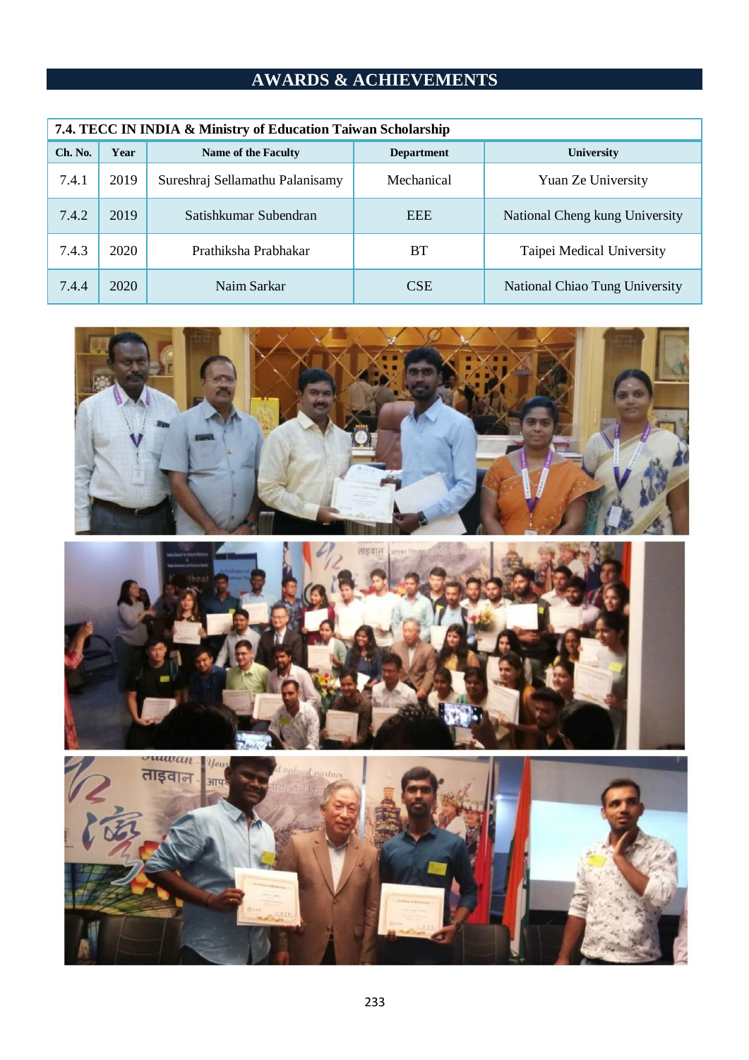# AWARDS & ACHIEVEMENTS

| 7.4. TECC IN INDIA & Ministry of Education Taiwan Scholarship | | | | |
|---|---|---|---|---|
| **Ch. No.** | **Year** | **Name of the Faculty** | **Department** | **University** |
| 7.4.1 | 2019 | Sureshraj Sellamathu Palanisamy | Mechanical | Yuan Ze University |
| 7.4.2 | 2019 | Satishkumar Subendran | EEE | National Cheng kung University |
| 7.4.3 | 2020 | Prathiksha Prabhakar | BT | Taipei Medical University |
| 7.4.4 | 2020 | Naim Sarkar | CSE | National Chiao Tung University |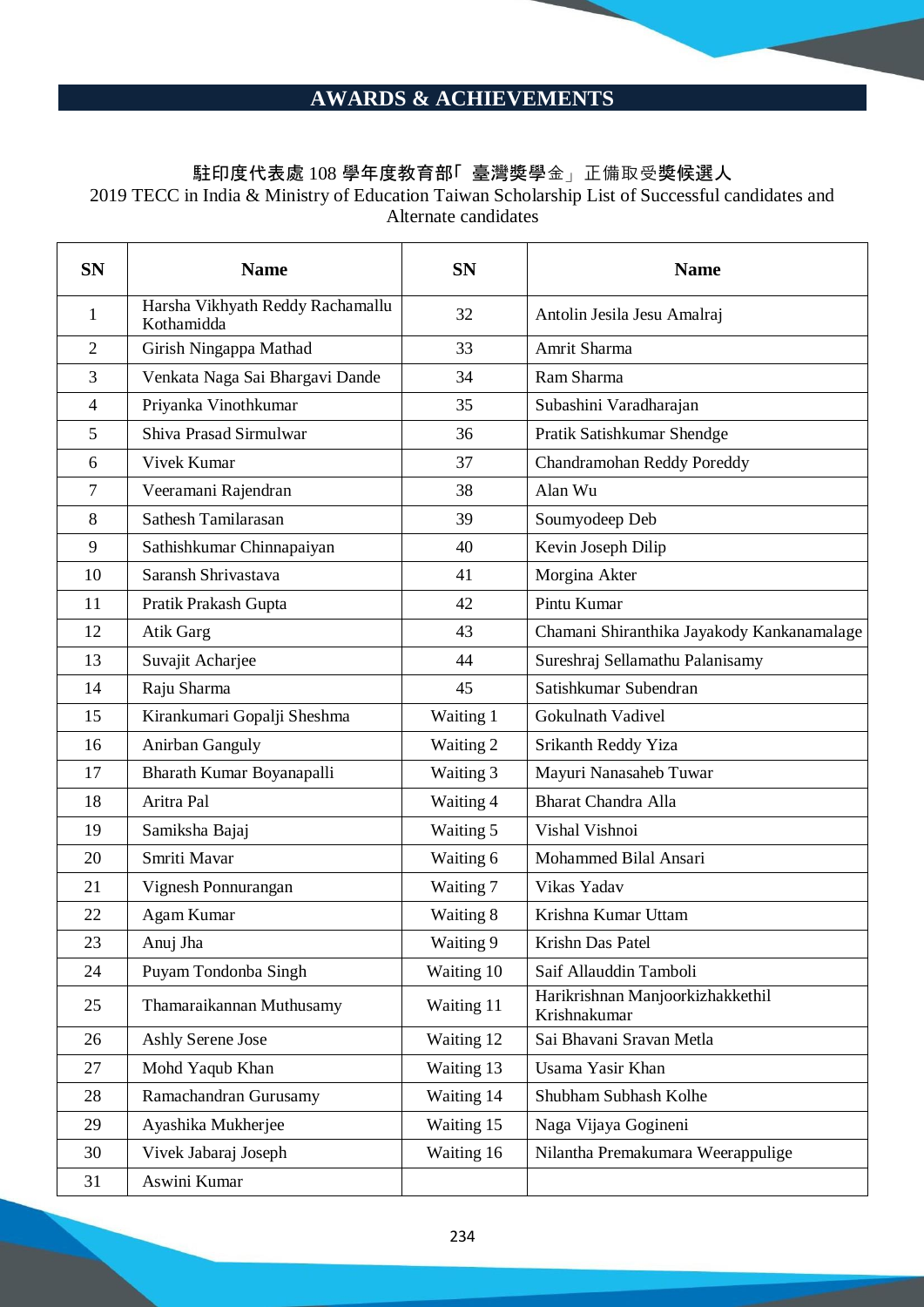## AWARDS & ACHIEVEMENTS

### 駐印度代表處 108 學年度教育部「臺灣獎學金」正備取受獎候選人

2019 TECC in India & Ministry of Education Taiwan Scholarship List of Successful candidates and Alternate candidates

| SN | Name | SN | Name |
|---|---|---|---|
| 1 | Harsha Vikhyath Reddy Rachamallu Kothamidda | 32 | Antolin Jesila Jesu Amalraj |
| 2 | Girish Ningappa Mathad | 33 | Amrit Sharma |
| 3 | Venkata Naga Sai Bhargavi Dande | 34 | Ram Sharma |
| 4 | Priyanka Vinothkumar | 35 | Subashini Varadharajan |
| 5 | Shiva Prasad Sirmulwar | 36 | Pratik Satishkumar Shendge |
| 6 | Vivek Kumar | 37 | Chandramohan Reddy Poreddy |
| 7 | Veeramani Rajendran | 38 | Alan Wu |
| 8 | Sathesh Tamilarasan | 39 | Soumyodeep Deb |
| 9 | Sathishkumar Chinnapaiyan | 40 | Kevin Joseph Dilip |
| 10 | Saransh Shrivastava | 41 | Morgina Akter |
| 11 | Pratik Prakash Gupta | 42 | Pintu Kumar |
| 12 | Atik Garg | 43 | Chamani Shiranthika Jayakody Kankanamalage |
| 13 | Suvajit Acharjee | 44 | Sureshraj Sellamathu Palanisamy |
| 14 | Raju Sharma | 45 | Satishkumar Subendran |
| 15 | Kirankumari Gopalji Sheshma | Waiting 1 | Gokulnath Vadivel |
| 16 | Anirban Ganguly | Waiting 2 | Srikanth Reddy Yiza |
| 17 | Bharath Kumar Boyanapalli | Waiting 3 | Mayuri Nanasaheb Tuwar |
| 18 | Aritra Pal | Waiting 4 | Bharat Chandra Alla |
| 19 | Samiksha Bajaj | Waiting 5 | Vishal Vishnoi |
| 20 | Smriti Mavar | Waiting 6 | Mohammed Bilal Ansari |
| 21 | Vignesh Ponnurangan | Waiting 7 | Vikas Yadav |
| 22 | Agam Kumar | Waiting 8 | Krishna Kumar Uttam |
| 23 | Anuj Jha | Waiting 9 | Krishn Das Patel |
| 24 | Puyam Tondonba Singh | Waiting 10 | Saif Allauddin Tamboli |
| 25 | Thamaraikannan Muthusamy | Waiting 11 | Harikrishnan Manjoorkizhakkethil Krishnakumar |
| 26 | Ashly Serene Jose | Waiting 12 | Sai Bhavani Sravan Metla |
| 27 | Mohd Yaqub Khan | Waiting 13 | Usama Yasir Khan |
| 28 | Ramachandran Gurusamy | Waiting 14 | Shubham Subhash Kolhe |
| 29 | Ayashika Mukherjee | Waiting 15 | Naga Vijaya Gogineni |
| 30 | Vivek Jabaraj Joseph | Waiting 16 | Nilantha Premakumara Weerappulige |
| 31 | Aswini Kumar | | |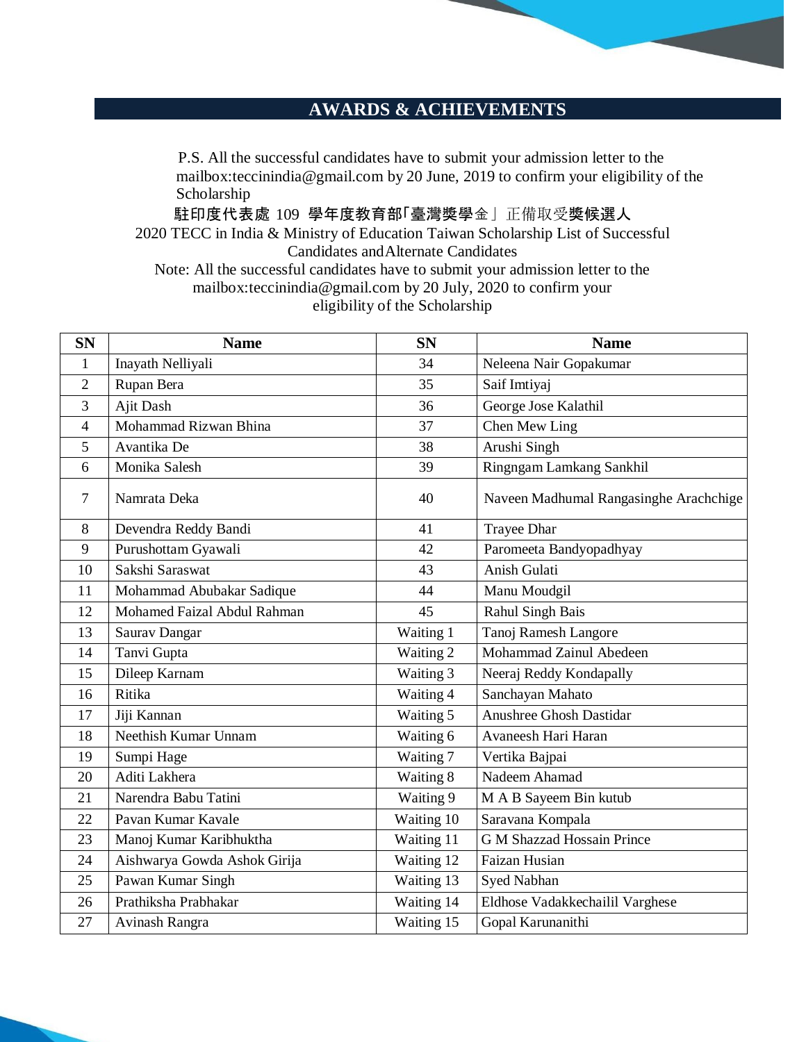## AWARDS & ACHIEVEMENTS

P.S. All the successful candidates have to submit your admission letter to the mailbox:teccinindia@gmail.com by 20 June, 2019 to confirm your eligibility of the Scholarship

駐印度代表處 109 學年度教育部「臺灣獎學金」正備取受獎候選人

2020 TECC in India & Ministry of Education Taiwan Scholarship List of Successful Candidates and Alternate Candidates

Note: All the successful candidates have to submit your admission letter to the mailbox:teccinindia@gmail.com by 20 July, 2020 to confirm your eligibility of the Scholarship

| SN | Name | SN | Name |
|---|---|---|---|
| 1 | Inayath Nelliyali | 34 | Neleena Nair Gopakumar |
| 2 | Rupan Bera | 35 | Saif Imtiyaj |
| 3 | Ajit Dash | 36 | George Jose Kalathil |
| 4 | Mohammad Rizwan Bhina | 37 | Chen Mew Ling |
| 5 | Avantika De | 38 | Arushi Singh |
| 6 | Monika Salesh | 39 | Ringngam Lamkang Sankhil |
| 7 | Namrata Deka | 40 | Naveen Madhumal Rangasinghe Arachchige |
| 8 | Devendra Reddy Bandi | 41 | Trayee Dhar |
| 9 | Purushottam Gyawali | 42 | Paromeeta Bandyopadhyay |
| 10 | Sakshi Saraswat | 43 | Anish Gulati |
| 11 | Mohammad Abubakar Sadique | 44 | Manu Moudgil |
| 12 | Mohamed Faizal Abdul Rahman | 45 | Rahul Singh Bais |
| 13 | Saurav Dangar | Waiting 1 | Tanoj Ramesh Langore |
| 14 | Tanvi Gupta | Waiting 2 | Mohammad Zainul Abedeen |
| 15 | Dileep Karnam | Waiting 3 | Neeraj Reddy Kondapally |
| 16 | Ritika | Waiting 4 | Sanchayan Mahato |
| 17 | Jiji Kannan | Waiting 5 | Anushree Ghosh Dastidar |
| 18 | Neethish Kumar Unnam | Waiting 6 | Avaneesh Hari Haran |
| 19 | Sumpi Hage | Waiting 7 | Vertika Bajpai |
| 20 | Aditi Lakhera | Waiting 8 | Nadeem Ahamad |
| 21 | Narendra Babu Tatini | Waiting 9 | M A B Sayeem Bin kutub |
| 22 | Pavan Kumar Kavale | Waiting 10 | Saravana Kompala |
| 23 | Manoj Kumar Karibhuktha | Waiting 11 | G M Shazzad Hossain Prince |
| 24 | Aishwarya Gowda Ashok Girija | Waiting 12 | Faizan Husian |
| 25 | Pawan Kumar Singh | Waiting 13 | Syed Nabhan |
| 26 | Prathiksha Prabhakar | Waiting 14 | Eldhose Vadakkechailil Varghese |
| 27 | Avinash Rangra | Waiting 15 | Gopal Karunanithi |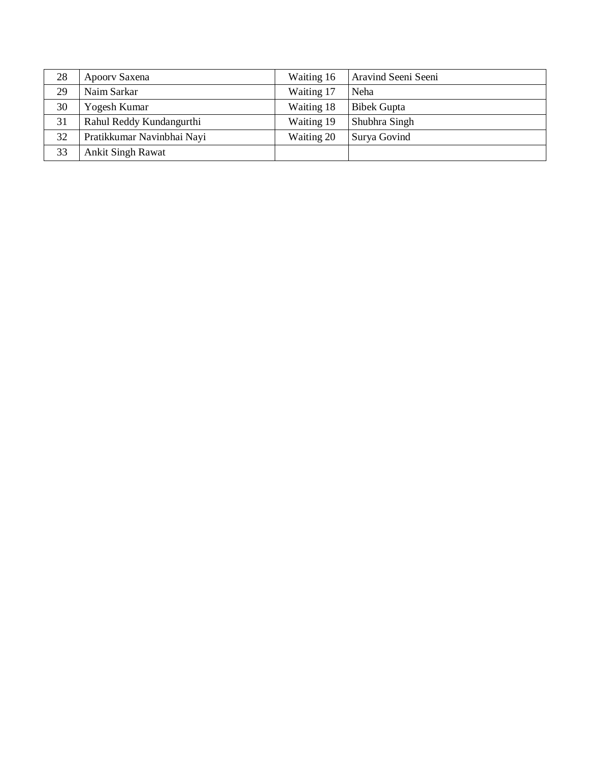| | | | |
|---|---|---|---|
| 28 | Apoorv Saxena | Waiting 16 | Aravind Seeni Seeni |
| 29 | Naim Sarkar | Waiting 17 | Neha |
| 30 | Yogesh Kumar | Waiting 18 | Bibek Gupta |
| 31 | Rahul Reddy Kundangurthi | Waiting 19 | Shubhra Singh |
| 32 | Pratikkumar Navinbhai Nayi | Waiting 20 | Surya Govind |
| 33 | Ankit Singh Rawat | | |